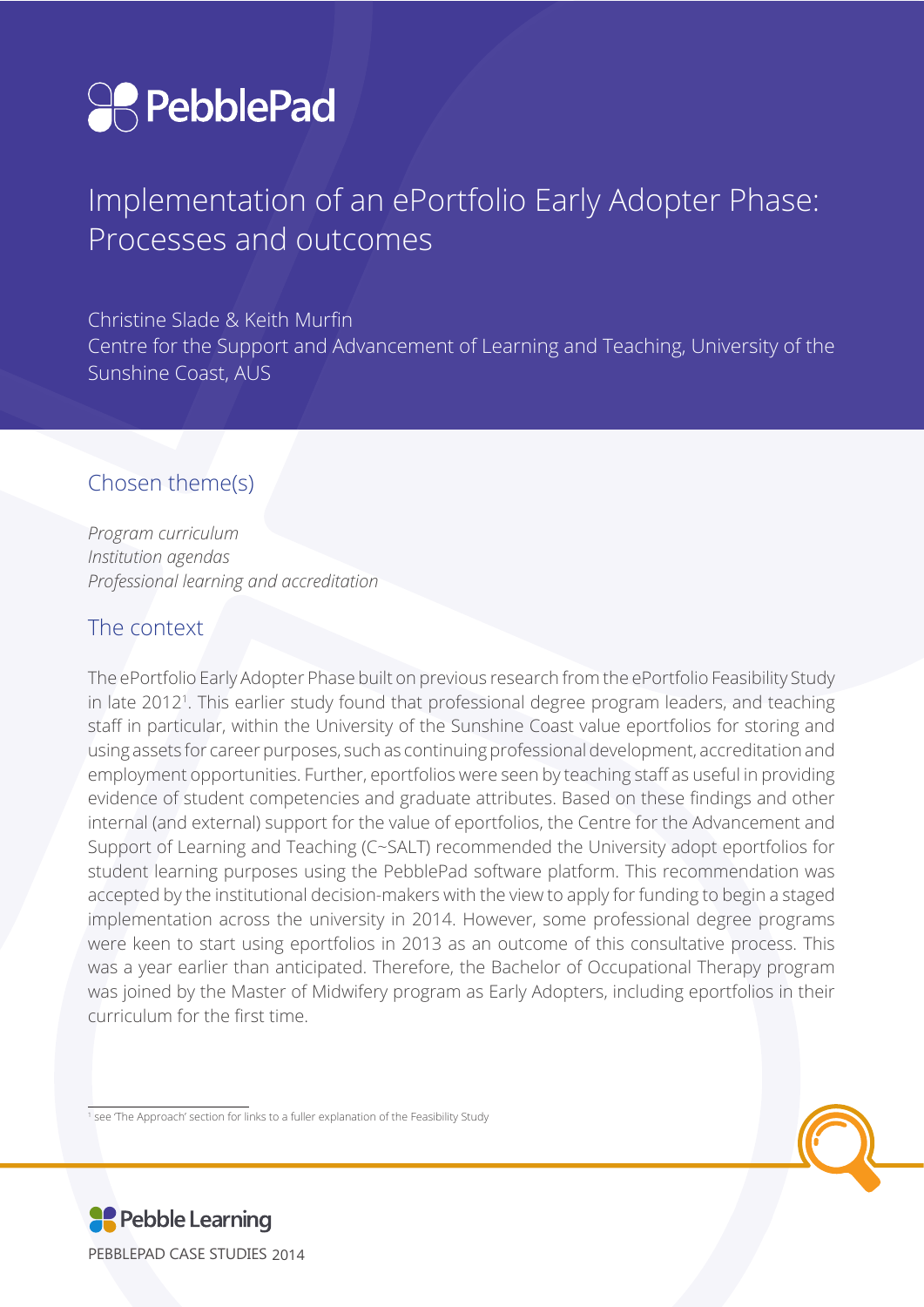# Implementation of an ePortfolio Early Adopter Phase: Processes and outcomes

Christine Slade & Keith Murfin

Centre for the Support and Advancement of Learning and Teaching, University of the Sunshine Coast, AUS

## Chosen theme(s)

*Program curriculum*
*Institution agendas*
*Professional learning and accreditation*

## The context

The ePortfolio Early Adopter Phase built on previous research from the ePortfolio Feasibility Study in late 2012[1]. This earlier study found that professional degree program leaders, and teaching staff in particular, within the University of the Sunshine Coast value eportfolios for storing and using assets for career purposes, such as continuing professional development, accreditation and employment opportunities. Further, eportfolios were seen by teaching staff as useful in providing evidence of student competencies and graduate attributes. Based on these findings and other internal (and external) support for the value of eportfolios, the Centre for the Advancement and Support of Learning and Teaching (C~SALT) recommended the University adopt eportfolios for student learning purposes using the PebblePad software platform. This recommendation was accepted by the institutional decision-makers with the view to apply for funding to begin a staged implementation across the university in 2014. However, some professional degree programs were keen to start using eportfolios in 2013 as an outcome of this consultative process. This was a year earlier than anticipated. Therefore, the Bachelor of Occupational Therapy program was joined by the Master of Midwifery program as Early Adopters, including eportfolios in their curriculum for the first time.

[1] see 'The Approach' section for links to a fuller explanation of the Feasibility Study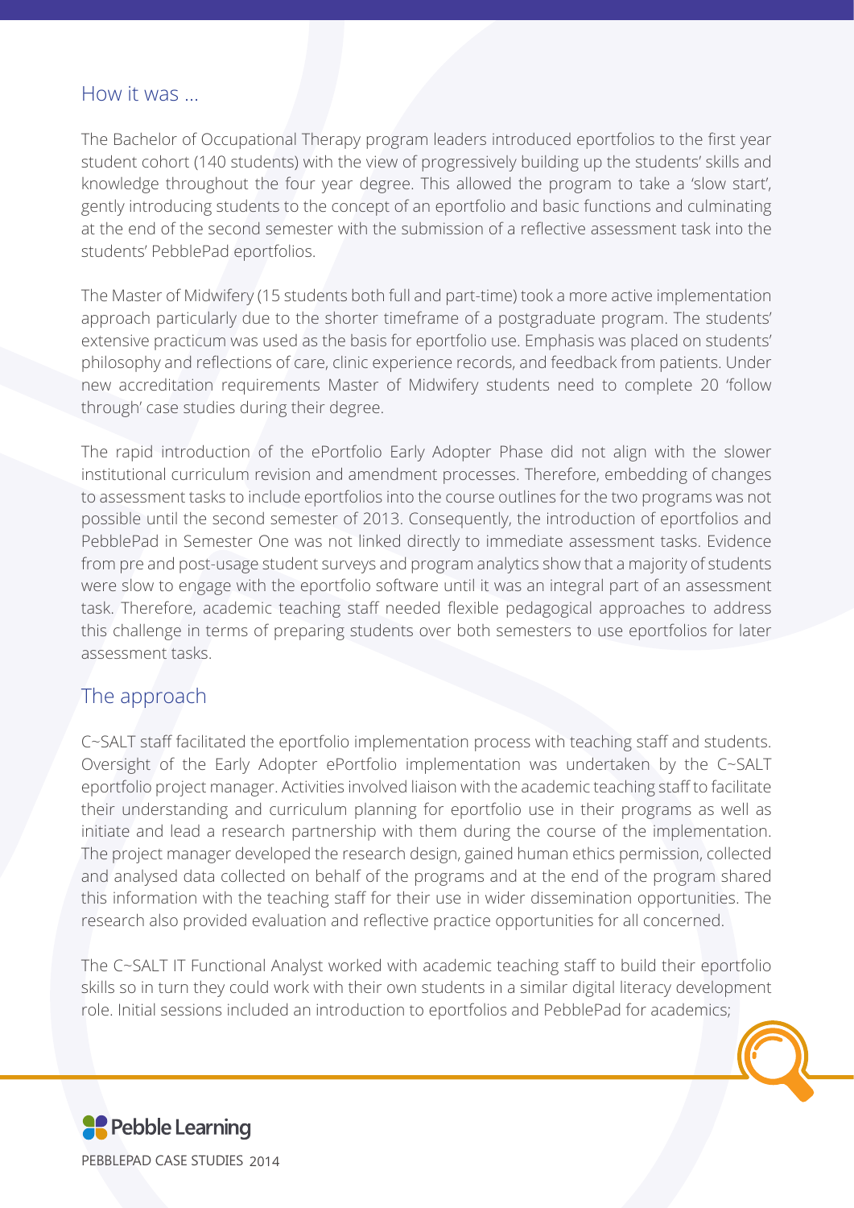## How it was ...

The Bachelor of Occupational Therapy program leaders introduced eportfolios to the first year student cohort (140 students) with the view of progressively building up the students' skills and knowledge throughout the four year degree. This allowed the program to take a 'slow start', gently introducing students to the concept of an eportfolio and basic functions and culminating at the end of the second semester with the submission of a reflective assessment task into the students' PebblePad eportfolios.

The Master of Midwifery (15 students both full and part-time) took a more active implementation approach particularly due to the shorter timeframe of a postgraduate program. The students' extensive practicum was used as the basis for eportfolio use. Emphasis was placed on students' philosophy and reflections of care, clinic experience records, and feedback from patients. Under new accreditation requirements Master of Midwifery students need to complete 20 'follow through' case studies during their degree.

The rapid introduction of the ePortfolio Early Adopter Phase did not align with the slower institutional curriculum revision and amendment processes. Therefore, embedding of changes to assessment tasks to include eportfolios into the course outlines for the two programs was not possible until the second semester of 2013. Consequently, the introduction of eportfolios and PebblePad in Semester One was not linked directly to immediate assessment tasks. Evidence from pre and post-usage student surveys and program analytics show that a majority of students were slow to engage with the eportfolio software until it was an integral part of an assessment task. Therefore, academic teaching staff needed flexible pedagogical approaches to address this challenge in terms of preparing students over both semesters to use eportfolios for later assessment tasks.

## The approach

C~SALT staff facilitated the eportfolio implementation process with teaching staff and students. Oversight of the Early Adopter ePortfolio implementation was undertaken by the C~SALT eportfolio project manager. Activities involved liaison with the academic teaching staff to facilitate their understanding and curriculum planning for eportfolio use in their programs as well as initiate and lead a research partnership with them during the course of the implementation. The project manager developed the research design, gained human ethics permission, collected and analysed data collected on behalf of the programs and at the end of the program shared this information with the teaching staff for their use in wider dissemination opportunities. The research also provided evaluation and reflective practice opportunities for all concerned.

The C~SALT IT Functional Analyst worked with academic teaching staff to build their eportfolio skills so in turn they could work with their own students in a similar digital literacy development role. Initial sessions included an introduction to eportfolios and PebblePad for academics;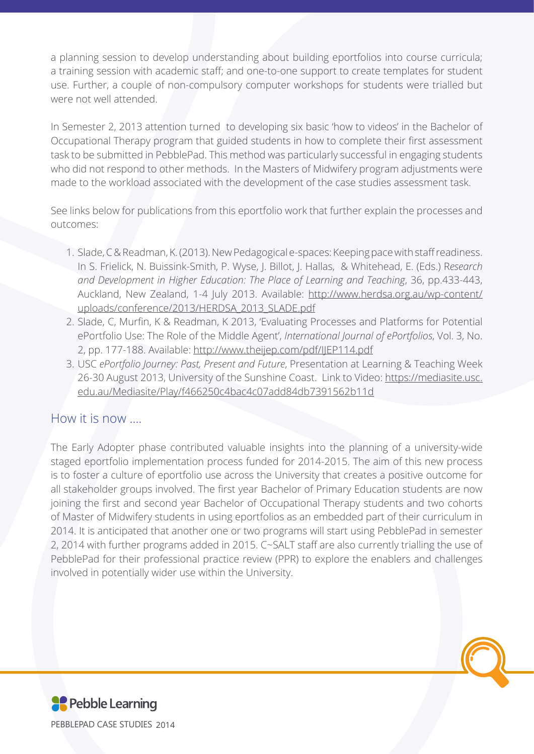a planning session to develop understanding about building eportfolios into course curricula; a training session with academic staff; and one-to-one support to create templates for student use. Further, a couple of non-compulsory computer workshops for students were trialled but were not well attended.

In Semester 2, 2013 attention turned to developing six basic 'how to videos' in the Bachelor of Occupational Therapy program that guided students in how to complete their first assessment task to be submitted in PebblePad. This method was particularly successful in engaging students who did not respond to other methods. In the Masters of Midwifery program adjustments were made to the workload associated with the development of the case studies assessment task.

See links below for publications from this eportfolio work that further explain the processes and outcomes:

1. Slade, C & Readman, K. (2013). New Pedagogical e-spaces: Keeping pace with staff readiness. In S. Frielick, N. Buissink-Smith, P. Wyse, J. Billot, J. Hallas, & Whitehead, E. (Eds.) R*esearch and Development in Higher Education: The Place of Learning and Teaching*, 36, pp.433-443, Auckland, New Zealand, 1-4 July 2013. Available: http://www.herdsa.org.au/wp-content/uploads/conference/2013/HERDSA_2013_SLADE.pdf
2. Slade, C, Murfin, K & Readman, K 2013, 'Evaluating Processes and Platforms for Potential ePortfolio Use: The Role of the Middle Agent', *International Journal of ePortfolios*, Vol. 3, No. 2, pp. 177-188. Available: http://www.theijep.com/pdf/IJEP114.pdf
3. USC *ePortfolio Journey: Past, Present and Future*, Presentation at Learning & Teaching Week 26-30 August 2013, University of the Sunshine Coast. Link to Video: https://mediasite.usc.edu.au/Mediasite/Play/f466250c4bac4c07add84db7391562b11d

## How it is now ....

The Early Adopter phase contributed valuable insights into the planning of a university-wide staged eportfolio implementation process funded for 2014-2015. The aim of this new process is to foster a culture of eportfolio use across the University that creates a positive outcome for all stakeholder groups involved. The first year Bachelor of Primary Education students are now joining the first and second year Bachelor of Occupational Therapy students and two cohorts of Master of Midwifery students in using eportfolios as an embedded part of their curriculum in 2014. It is anticipated that another one or two programs will start using PebblePad in semester 2, 2014 with further programs added in 2015. C~SALT staff are also currently trialling the use of PebblePad for their professional practice review (PPR) to explore the enablers and challenges involved in potentially wider use within the University.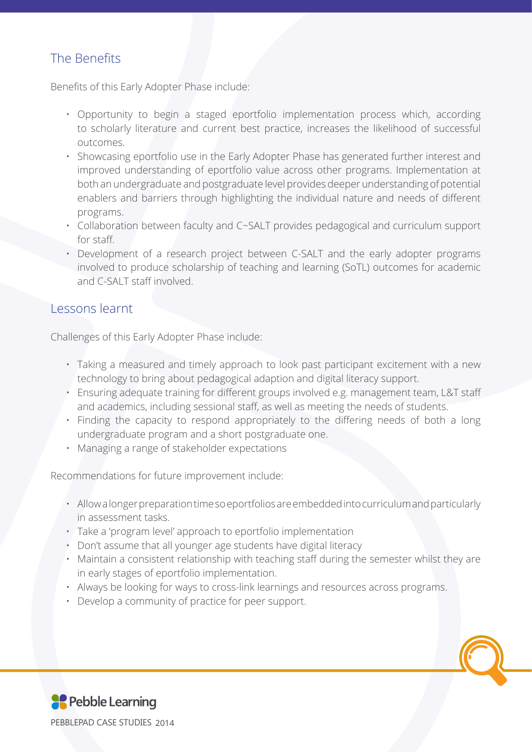## The Benefits

Benefits of this Early Adopter Phase include:

- Opportunity to begin a staged eportfolio implementation process which, according to scholarly literature and current best practice, increases the likelihood of successful outcomes.
- Showcasing eportfolio use in the Early Adopter Phase has generated further interest and improved understanding of eportfolio value across other programs. Implementation at both an undergraduate and postgraduate level provides deeper understanding of potential enablers and barriers through highlighting the individual nature and needs of different programs.
- Collaboration between faculty and C~SALT provides pedagogical and curriculum support for staff.
- Development of a research project between C-SALT and the early adopter programs involved to produce scholarship of teaching and learning (SoTL) outcomes for academic and C-SALT staff involved.

## Lessons learnt

Challenges of this Early Adopter Phase include:

- Taking a measured and timely approach to look past participant excitement with a new technology to bring about pedagogical adaption and digital literacy support.
- Ensuring adequate training for different groups involved e.g. management team, L&T staff and academics, including sessional staff, as well as meeting the needs of students.
- Finding the capacity to respond appropriately to the differing needs of both a long undergraduate program and a short postgraduate one.
- Managing a range of stakeholder expectations

Recommendations for future improvement include:

- Allow a longer preparation time so eportfolios are embedded into curriculum and particularly in assessment tasks.
- Take a 'program level' approach to eportfolio implementation
- Don't assume that all younger age students have digital literacy
- Maintain a consistent relationship with teaching staff during the semester whilst they are in early stages of eportfolio implementation.
- Always be looking for ways to cross-link learnings and resources across programs.
- Develop a community of practice for peer support.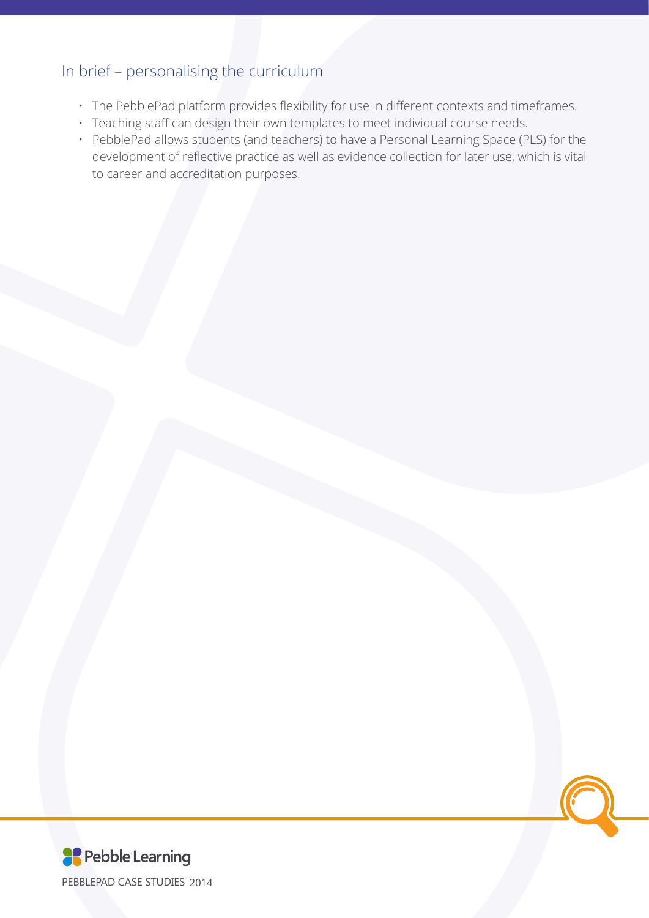## In brief – personalising the curriculum

- The PebblePad platform provides flexibility for use in different contexts and timeframes.
- Teaching staff can design their own templates to meet individual course needs.
- PebblePad allows students (and teachers) to have a Personal Learning Space (PLS) for the development of reflective practice as well as evidence collection for later use, which is vital to career and accreditation purposes.